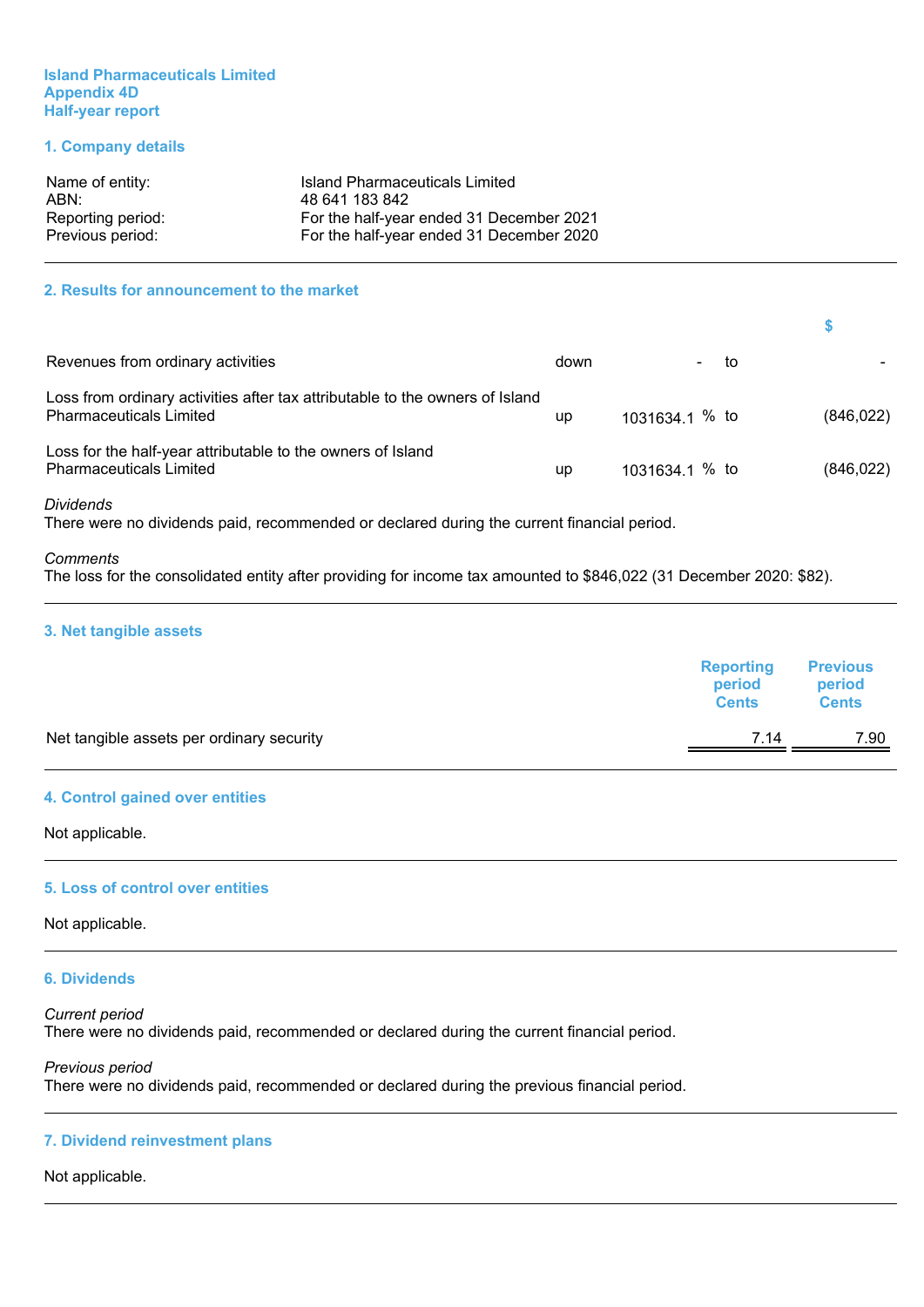# Island Pharmaceuticals Limited
# Appendix 4D
# Half-year report

## 1. Company details

| | |
|---|---|
| Name of entity: | Island Pharmaceuticals Limited |
| ABN: | 48 641 183 842 |
| Reporting period: | For the half-year ended 31 December 2021 |
| Previous period: | For the half-year ended 31 December 2020 |

## 2. Results for announcement to the market

| | | | | $ |
|---|---|---|---|---|
| Revenues from ordinary activities | down | - | to | - |
| Loss from ordinary activities after tax attributable to the owners of Island Pharmaceuticals Limited | up | 1031634.1 % | to | (846,022) |
| Loss for the half-year attributable to the owners of Island Pharmaceuticals Limited | up | 1031634.1 % | to | (846,022) |

*Dividends*
There were no dividends paid, recommended or declared during the current financial period.

*Comments*
The loss for the consolidated entity after providing for income tax amounted to $846,022 (31 December 2020: $82).

## 3. Net tangible assets

| | Reporting period Cents | Previous period Cents |
|---|---|---|
| Net tangible assets per ordinary security | 7.14 | 7.90 |

## 4. Control gained over entities

Not applicable.

## 5. Loss of control over entities

Not applicable.

## 6. Dividends

*Current period*
There were no dividends paid, recommended or declared during the current financial period.

*Previous period*
There were no dividends paid, recommended or declared during the previous financial period.

## 7. Dividend reinvestment plans

Not applicable.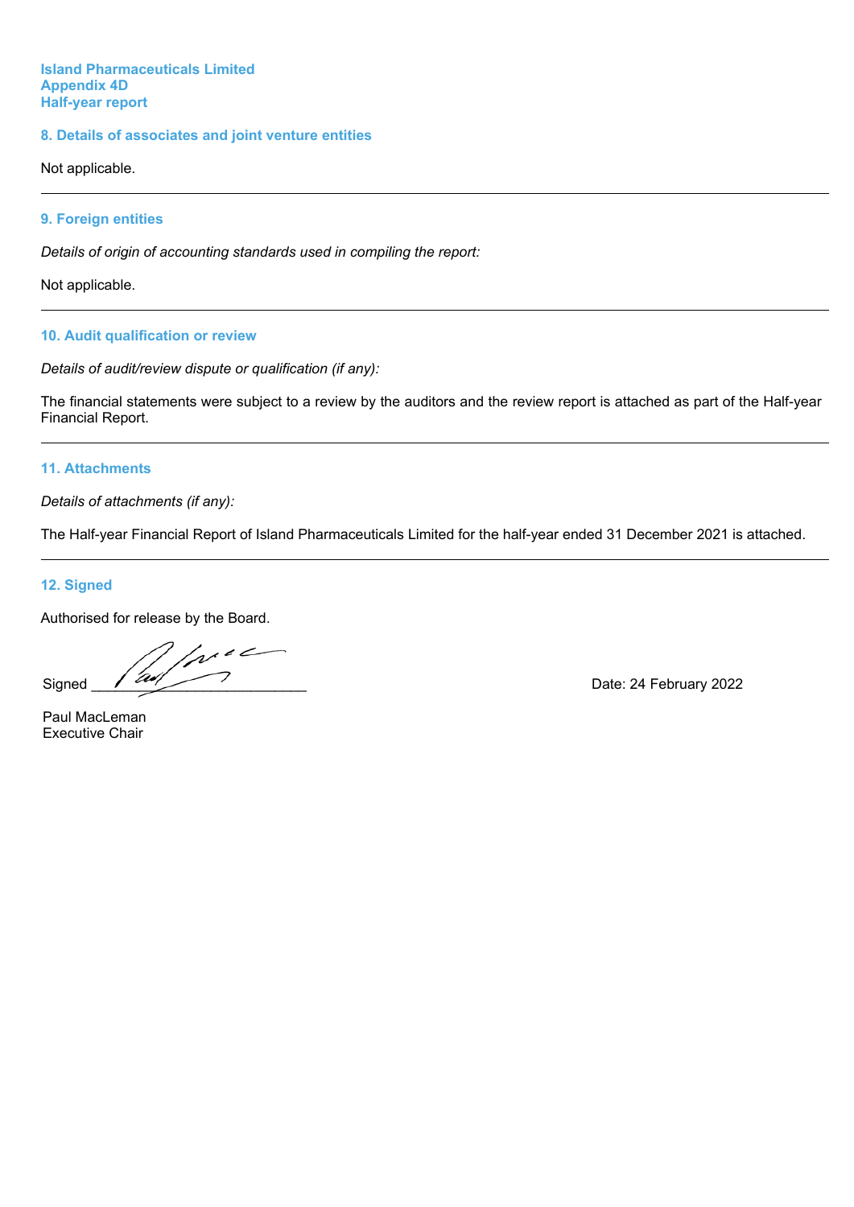**Island Pharmaceuticals Limited**
**Appendix 4D**
**Half-year report**

## 8. Details of associates and joint venture entities

Not applicable.

---

## 9. Foreign entities

*Details of origin of accounting standards used in compiling the report:*

Not applicable.

---

## 10. Audit qualification or review

*Details of audit/review dispute or qualification (if any):*

The financial statements were subject to a review by the auditors and the review report is attached as part of the Half-year Financial Report.

---

## 11. Attachments

*Details of attachments (if any):*

The Half-year Financial Report of Island Pharmaceuticals Limited for the half-year ended 31 December 2021 is attached.

---

## 12. Signed

Authorised for release by the Board.

Signed ___________________________ Date: 24 February 2022

Paul MacLeman
Executive Chair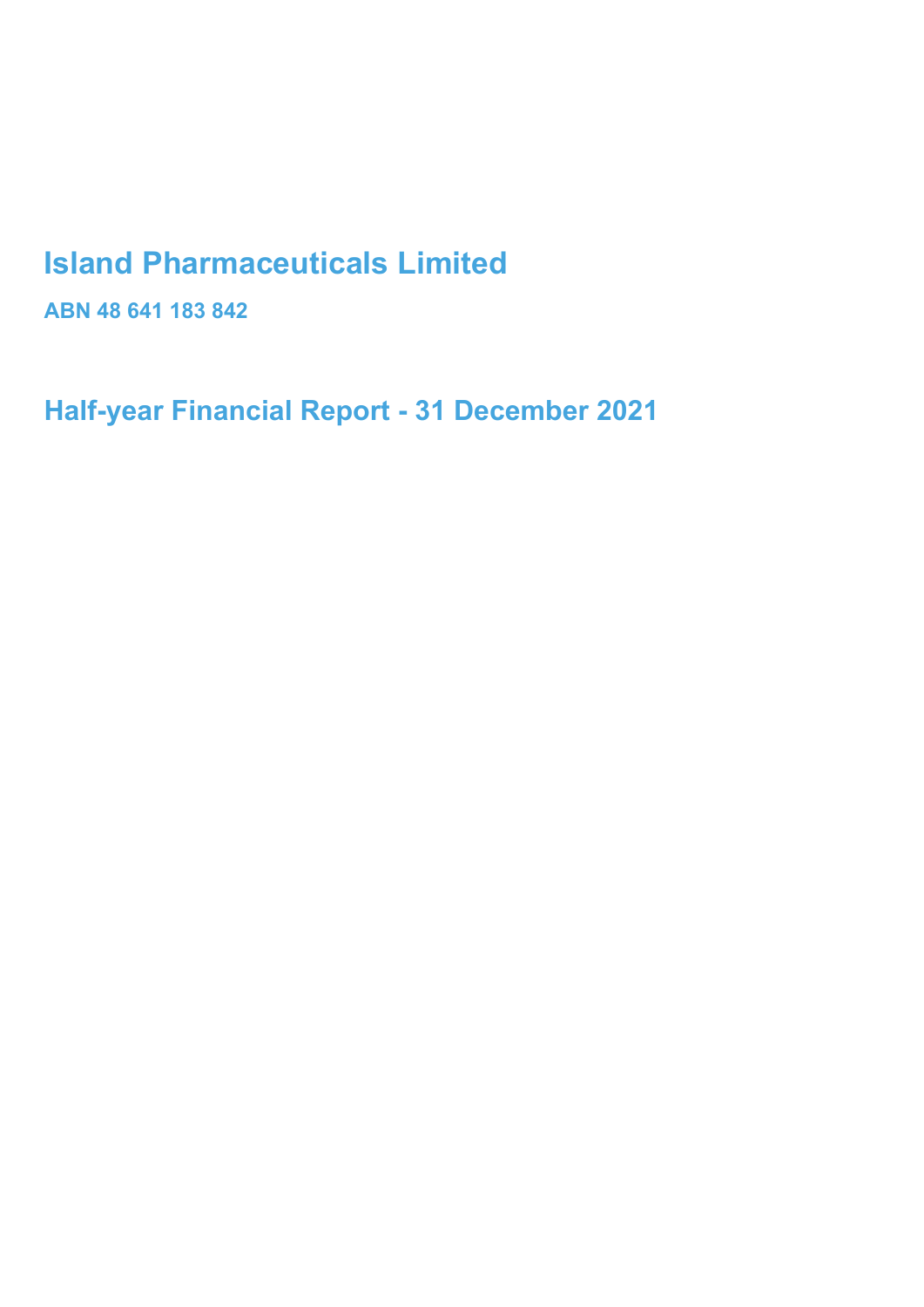# Island Pharmaceuticals Limited

**ABN 48 641 183 842**

## Half-year Financial Report - 31 December 2021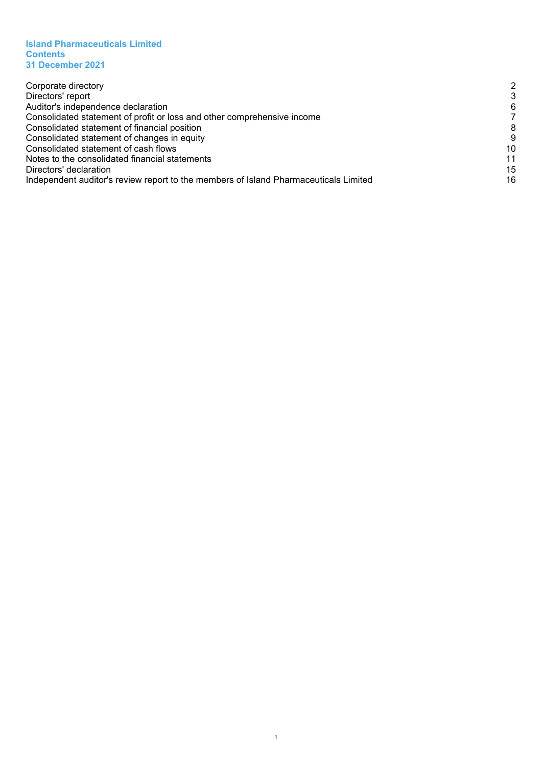**Island Pharmaceuticals Limited**
**Contents**
**31 December 2021**

| | |
|---|---|
| Corporate directory | 2 |
| Directors' report | 3 |
| Auditor's independence declaration | 6 |
| Consolidated statement of profit or loss and other comprehensive income | 7 |
| Consolidated statement of financial position | 8 |
| Consolidated statement of changes in equity | 9 |
| Consolidated statement of cash flows | 10 |
| Notes to the consolidated financial statements | 11 |
| Directors' declaration | 15 |
| Independent auditor's review report to the members of Island Pharmaceuticals Limited | 16 |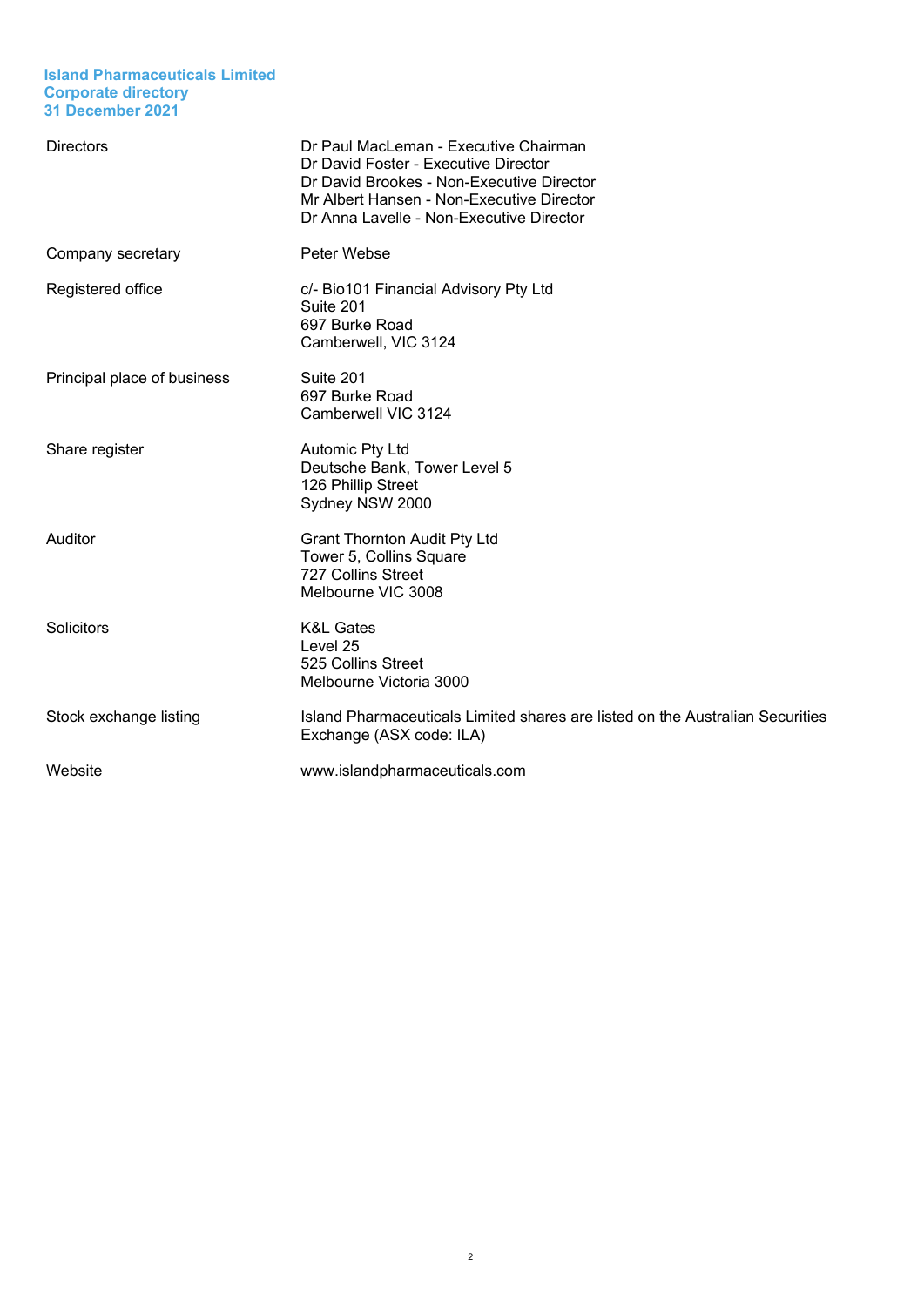**Island Pharmaceuticals Limited**
**Corporate directory**
**31 December 2021**

| | |
|---|---|
| Directors | Dr Paul MacLeman - Executive Chairman<br>Dr David Foster - Executive Director<br>Dr David Brookes - Non-Executive Director<br>Mr Albert Hansen - Non-Executive Director<br>Dr Anna Lavelle - Non-Executive Director |
| Company secretary | Peter Webse |
| Registered office | c/- Bio101 Financial Advisory Pty Ltd<br>Suite 201<br>697 Burke Road<br>Camberwell, VIC 3124 |
| Principal place of business | Suite 201<br>697 Burke Road<br>Camberwell VIC 3124 |
| Share register | Automic Pty Ltd<br>Deutsche Bank, Tower Level 5<br>126 Phillip Street<br>Sydney NSW 2000 |
| Auditor | Grant Thornton Audit Pty Ltd<br>Tower 5, Collins Square<br>727 Collins Street<br>Melbourne VIC 3008 |
| Solicitors | K&L Gates<br>Level 25<br>525 Collins Street<br>Melbourne Victoria 3000 |
| Stock exchange listing | Island Pharmaceuticals Limited shares are listed on the Australian Securities Exchange (ASX code: ILA) |
| Website | www.islandpharmaceuticals.com |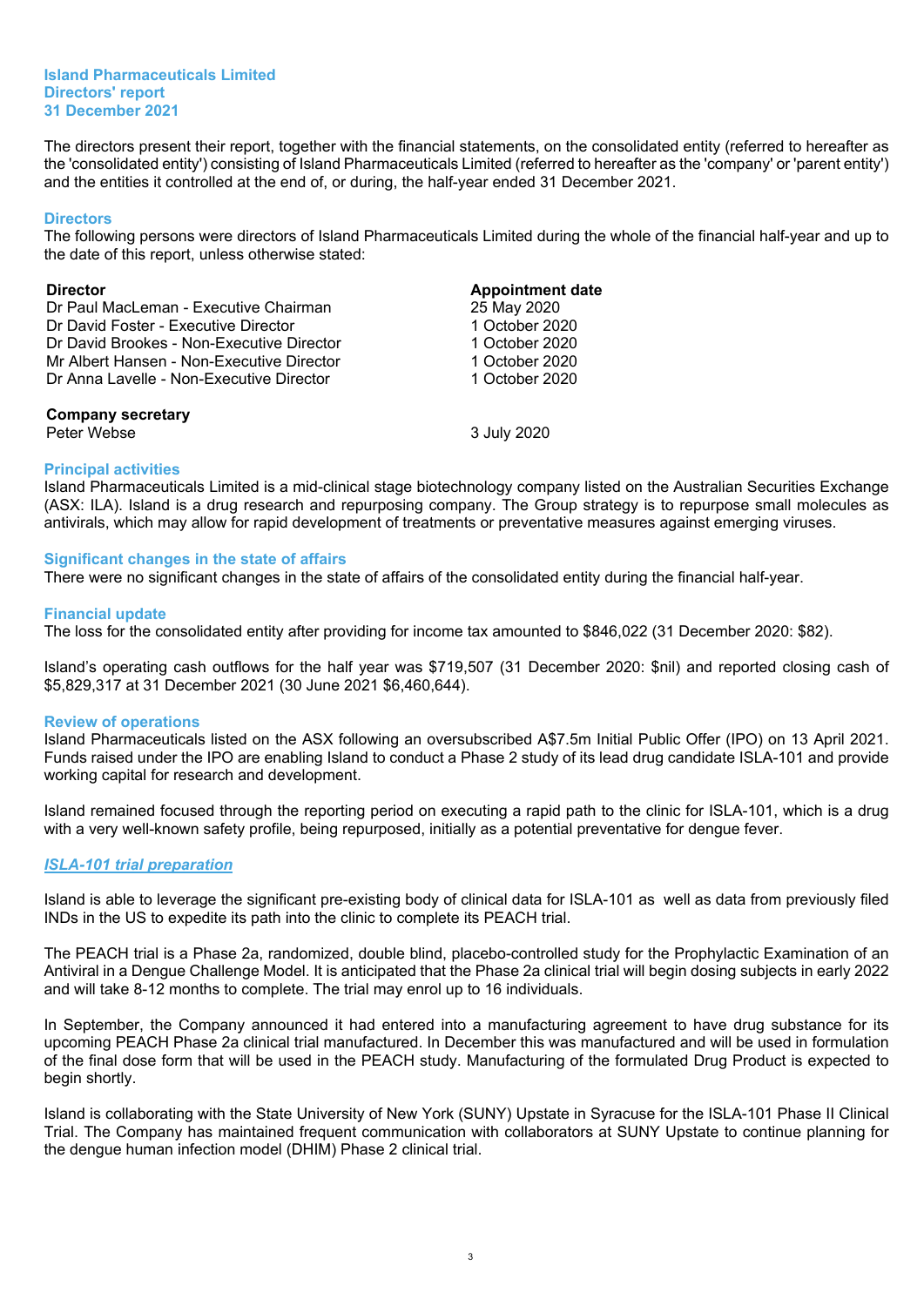**Island Pharmaceuticals Limited**
**Directors' report**
**31 December 2021**

The directors present their report, together with the financial statements, on the consolidated entity (referred to hereafter as the 'consolidated entity') consisting of Island Pharmaceuticals Limited (referred to hereafter as the 'company' or 'parent entity') and the entities it controlled at the end of, or during, the half-year ended 31 December 2021.

## Directors

The following persons were directors of Island Pharmaceuticals Limited during the whole of the financial half-year and up to the date of this report, unless otherwise stated:

| Director | Appointment date |
|---|---|
| Dr Paul MacLeman - Executive Chairman | 25 May 2020 |
| Dr David Foster - Executive Director | 1 October 2020 |
| Dr David Brookes - Non-Executive Director | 1 October 2020 |
| Mr Albert Hansen - Non-Executive Director | 1 October 2020 |
| Dr Anna Lavelle - Non-Executive Director | 1 October 2020 |
| **Company secretary** | |
| Peter Webse | 3 July 2020 |

## Principal activities

Island Pharmaceuticals Limited is a mid-clinical stage biotechnology company listed on the Australian Securities Exchange (ASX: ILA). Island is a drug research and repurposing company. The Group strategy is to repurpose small molecules as antivirals, which may allow for rapid development of treatments or preventative measures against emerging viruses.

## Significant changes in the state of affairs

There were no significant changes in the state of affairs of the consolidated entity during the financial half-year.

## Financial update

The loss for the consolidated entity after providing for income tax amounted to $846,022 (31 December 2020: $82).

Island's operating cash outflows for the half year was $719,507 (31 December 2020: $nil) and reported closing cash of $5,829,317 at 31 December 2021 (30 June 2021 $6,460,644).

## Review of operations

Island Pharmaceuticals listed on the ASX following an oversubscribed A$7.5m Initial Public Offer (IPO) on 13 April 2021. Funds raised under the IPO are enabling Island to conduct a Phase 2 study of its lead drug candidate ISLA-101 and provide working capital for research and development.

Island remained focused through the reporting period on executing a rapid path to the clinic for ISLA-101, which is a drug with a very well-known safety profile, being repurposed, initially as a potential preventative for dengue fever.

### *ISLA-101 trial preparation*

Island is able to leverage the significant pre-existing body of clinical data for ISLA-101 as well as data from previously filed INDs in the US to expedite its path into the clinic to complete its PEACH trial.

The PEACH trial is a Phase 2a, randomized, double blind, placebo-controlled study for the Prophylactic Examination of an Antiviral in a Dengue Challenge Model. It is anticipated that the Phase 2a clinical trial will begin dosing subjects in early 2022 and will take 8-12 months to complete. The trial may enrol up to 16 individuals.

In September, the Company announced it had entered into a manufacturing agreement to have drug substance for its upcoming PEACH Phase 2a clinical trial manufactured. In December this was manufactured and will be used in formulation of the final dose form that will be used in the PEACH study. Manufacturing of the formulated Drug Product is expected to begin shortly.

Island is collaborating with the State University of New York (SUNY) Upstate in Syracuse for the ISLA-101 Phase II Clinical Trial. The Company has maintained frequent communication with collaborators at SUNY Upstate to continue planning for the dengue human infection model (DHIM) Phase 2 clinical trial.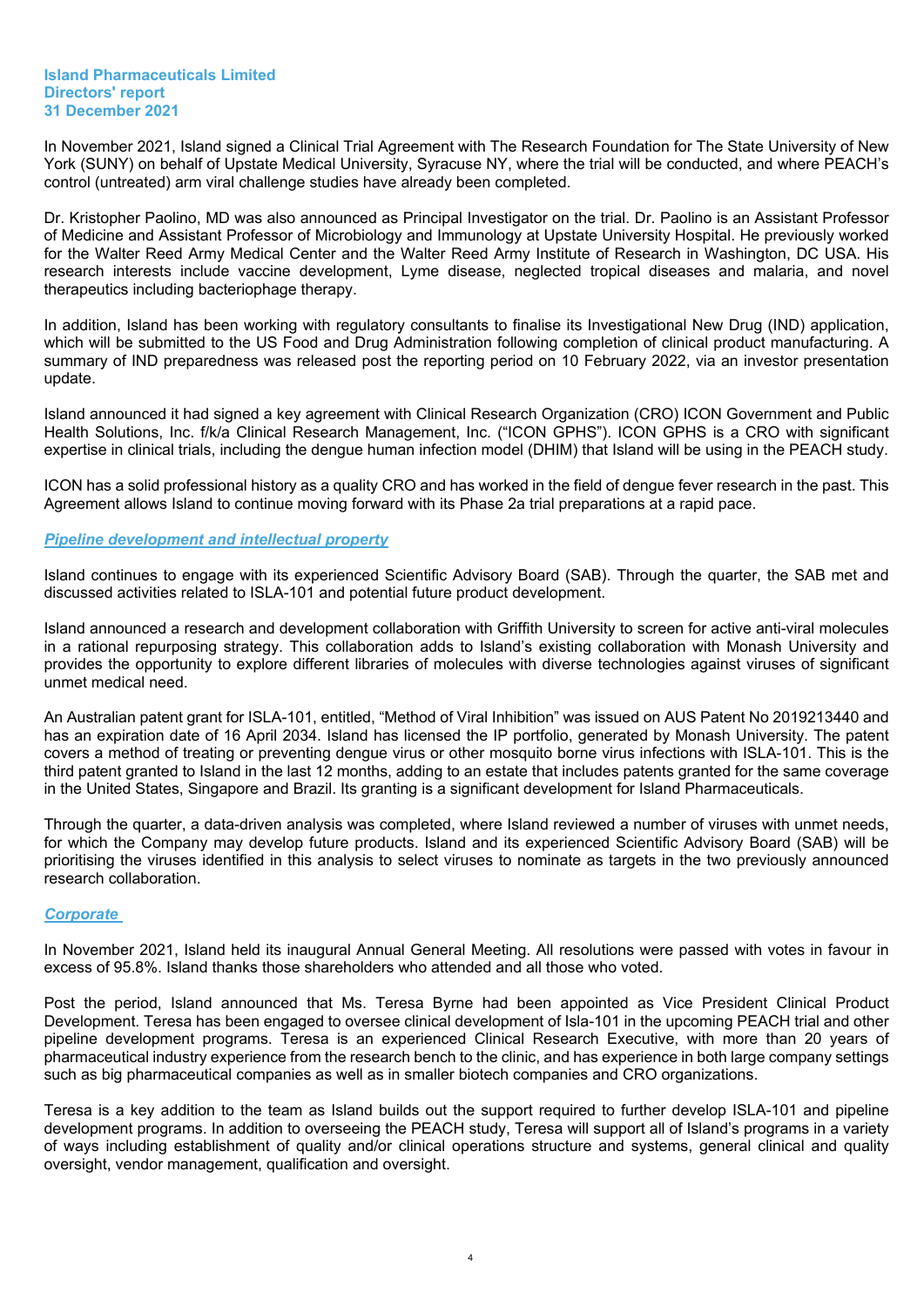In November 2021, Island signed a Clinical Trial Agreement with The Research Foundation for The State University of New York (SUNY) on behalf of Upstate Medical University, Syracuse NY, where the trial will be conducted, and where PEACH's control (untreated) arm viral challenge studies have already been completed.

Dr. Kristopher Paolino, MD was also announced as Principal Investigator on the trial. Dr. Paolino is an Assistant Professor of Medicine and Assistant Professor of Microbiology and Immunology at Upstate University Hospital. He previously worked for the Walter Reed Army Medical Center and the Walter Reed Army Institute of Research in Washington, DC USA. His research interests include vaccine development, Lyme disease, neglected tropical diseases and malaria, and novel therapeutics including bacteriophage therapy.

In addition, Island has been working with regulatory consultants to finalise its Investigational New Drug (IND) application, which will be submitted to the US Food and Drug Administration following completion of clinical product manufacturing. A summary of IND preparedness was released post the reporting period on 10 February 2022, via an investor presentation update.

Island announced it had signed a key agreement with Clinical Research Organization (CRO) ICON Government and Public Health Solutions, Inc. f/k/a Clinical Research Management, Inc. ("ICON GPHS"). ICON GPHS is a CRO with significant expertise in clinical trials, including the dengue human infection model (DHIM) that Island will be using in the PEACH study.

ICON has a solid professional history as a quality CRO and has worked in the field of dengue fever research in the past. This Agreement allows Island to continue moving forward with its Phase 2a trial preparations at a rapid pace.

***Pipeline development and intellectual property***

Island continues to engage with its experienced Scientific Advisory Board (SAB). Through the quarter, the SAB met and discussed activities related to ISLA-101 and potential future product development.

Island announced a research and development collaboration with Griffith University to screen for active anti-viral molecules in a rational repurposing strategy. This collaboration adds to Island's existing collaboration with Monash University and provides the opportunity to explore different libraries of molecules with diverse technologies against viruses of significant unmet medical need.

An Australian patent grant for ISLA-101, entitled, "Method of Viral Inhibition" was issued on AUS Patent No 2019213440 and has an expiration date of 16 April 2034. Island has licensed the IP portfolio, generated by Monash University. The patent covers a method of treating or preventing dengue virus or other mosquito borne virus infections with ISLA-101. This is the third patent granted to Island in the last 12 months, adding to an estate that includes patents granted for the same coverage in the United States, Singapore and Brazil. Its granting is a significant development for Island Pharmaceuticals.

Through the quarter, a data-driven analysis was completed, where Island reviewed a number of viruses with unmet needs, for which the Company may develop future products. Island and its experienced Scientific Advisory Board (SAB) will be prioritising the viruses identified in this analysis to select viruses to nominate as targets in the two previously announced research collaboration.

***Corporate***

In November 2021, Island held its inaugural Annual General Meeting. All resolutions were passed with votes in favour in excess of 95.8%. Island thanks those shareholders who attended and all those who voted.

Post the period, Island announced that Ms. Teresa Byrne had been appointed as Vice President Clinical Product Development. Teresa has been engaged to oversee clinical development of Isla-101 in the upcoming PEACH trial and other pipeline development programs. Teresa is an experienced Clinical Research Executive, with more than 20 years of pharmaceutical industry experience from the research bench to the clinic, and has experience in both large company settings such as big pharmaceutical companies as well as in smaller biotech companies and CRO organizations.

Teresa is a key addition to the team as Island builds out the support required to further develop ISLA-101 and pipeline development programs. In addition to overseeing the PEACH study, Teresa will support all of Island's programs in a variety of ways including establishment of quality and/or clinical operations structure and systems, general clinical and quality oversight, vendor management, qualification and oversight.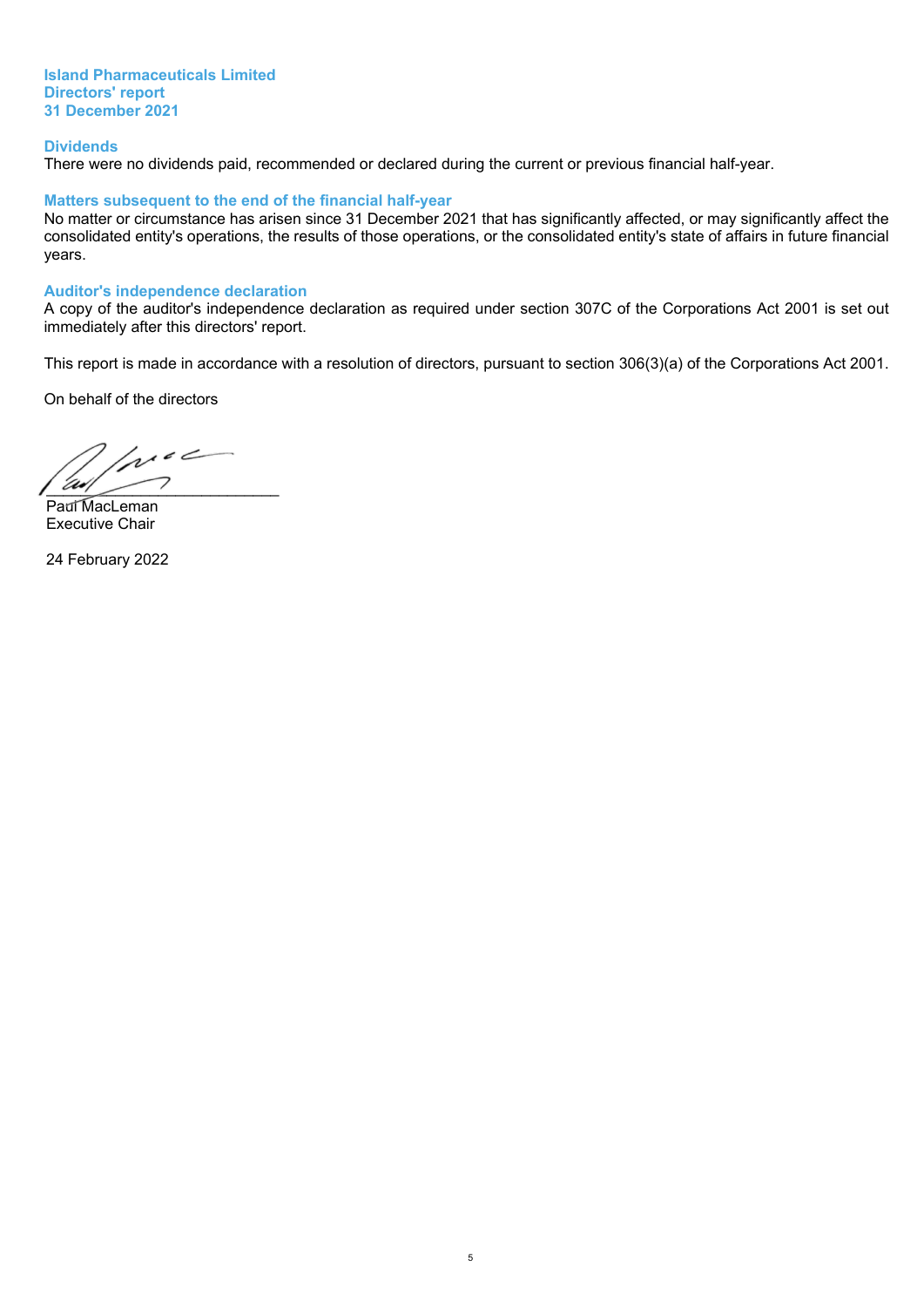**Island Pharmaceuticals Limited**
**Directors' report**
**31 December 2021**

## Dividends

There were no dividends paid, recommended or declared during the current or previous financial half-year.

## Matters subsequent to the end of the financial half-year

No matter or circumstance has arisen since 31 December 2021 that has significantly affected, or may significantly affect the consolidated entity's operations, the results of those operations, or the consolidated entity's state of affairs in future financial years.

## Auditor's independence declaration

A copy of the auditor's independence declaration as required under section 307C of the Corporations Act 2001 is set out immediately after this directors' report.

This report is made in accordance with a resolution of directors, pursuant to section 306(3)(a) of the Corporations Act 2001.

On behalf of the directors

___________________________
Paul MacLeman
Executive Chair

24 February 2022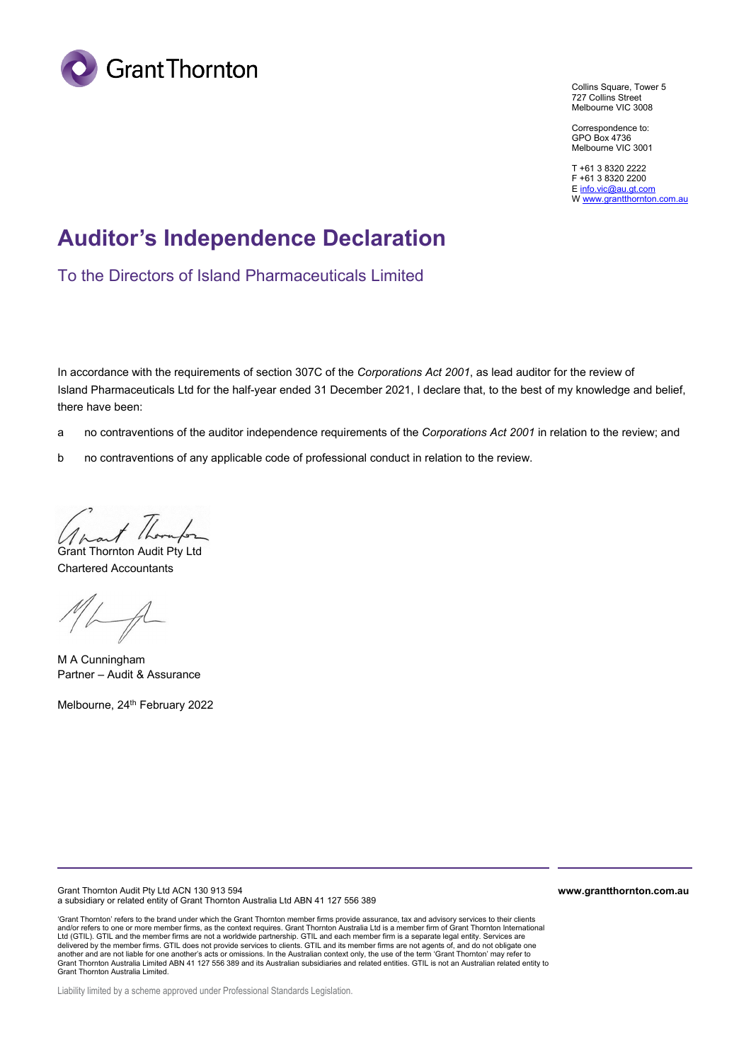Collins Square, Tower 5
727 Collins Street
Melbourne VIC 3008

Correspondence to:
GPO Box 4736
Melbourne VIC 3001

T +61 3 8320 2222
F +61 3 8320 2200
E info.vic@au.gt.com
W www.grantthornton.com.au

# Auditor's Independence Declaration

## To the Directors of Island Pharmaceuticals Limited

In accordance with the requirements of section 307C of the *Corporations Act 2001*, as lead auditor for the review of Island Pharmaceuticals Ltd for the half-year ended 31 December 2021, I declare that, to the best of my knowledge and belief, there have been:

a no contraventions of the auditor independence requirements of the *Corporations Act 2001* in relation to the review; and

b no contraventions of any applicable code of professional conduct in relation to the review.

Grant Thornton Audit Pty Ltd
Chartered Accountants

M A Cunningham
Partner – Audit & Assurance

Melbourne, 24th February 2022

Grant Thornton Audit Pty Ltd ACN 130 913 594
a subsidiary or related entity of Grant Thornton Australia Ltd ABN 41 127 556 389

**www.grantthornton.com.au**

'Grant Thornton' refers to the brand under which the Grant Thornton member firms provide assurance, tax and advisory services to their clients and/or refers to one or more member firms, as the context requires. Grant Thornton Australia Ltd is a member firm of Grant Thornton International Ltd (GTIL). GTIL and the member firms are not a worldwide partnership. GTIL and each member firm is a separate legal entity. Services are delivered by the member firms. GTIL does not provide services to clients. GTIL and its member firms are not agents of, and do not obligate one another and are not liable for one another's acts or omissions. In the Australian context only, the use of the term 'Grant Thornton' may refer to Grant Thornton Australia Limited ABN 41 127 556 389 and its Australian subsidiaries and related entities. GTIL is not an Australian related entity to Grant Thornton Australia Limited.

Liability limited by a scheme approved under Professional Standards Legislation.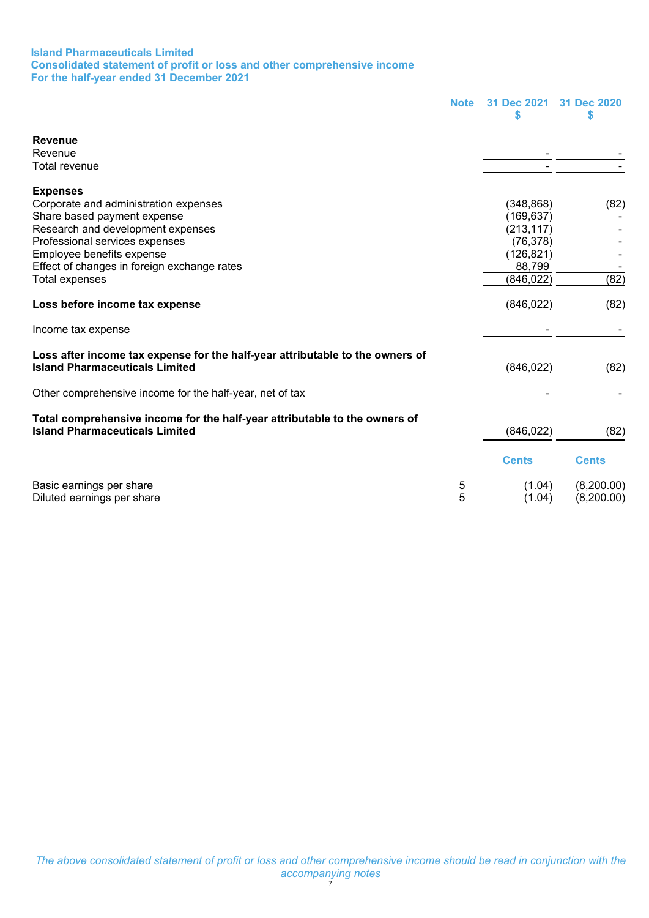**Island Pharmaceuticals Limited**
**Consolidated statement of profit or loss and other comprehensive income**
**For the half-year ended 31 December 2021**

| | Note | 31 Dec 2021 $ | 31 Dec 2020 $ |
|---|---|---|---|
| **Revenue** | | | |
| Revenue | | - | - |
| Total revenue | | - | - |
| | | | |
| **Expenses** | | | |
| Corporate and administration expenses | | (348,868) | (82) |
| Share based payment expense | | (169,637) | - |
| Research and development expenses | | (213,117) | - |
| Professional services expenses | | (76,378) | - |
| Employee benefits expense | | (126,821) | - |
| Effect of changes in foreign exchange rates | | 88,799 | - |
| Total expenses | | (846,022) | (82) |
| | | | |
| **Loss before income tax expense** | | (846,022) | (82) |
| | | | |
| Income tax expense | | - | - |
| | | | |
| **Loss after income tax expense for the half-year attributable to the owners of Island Pharmaceuticals Limited** | | (846,022) | (82) |
| | | | |
| Other comprehensive income for the half-year, net of tax | | - | - |
| | | | |
| **Total comprehensive income for the half-year attributable to the owners of Island Pharmaceuticals Limited** | | (846,022) | (82) |
| | | | |
| | | **Cents** | **Cents** |
| Basic earnings per share | 5 | (1.04) | (8,200.00) |
| Diluted earnings per share | 5 | (1.04) | (8,200.00) |

*The above consolidated statement of profit or loss and other comprehensive income should be read in conjunction with the accompanying notes*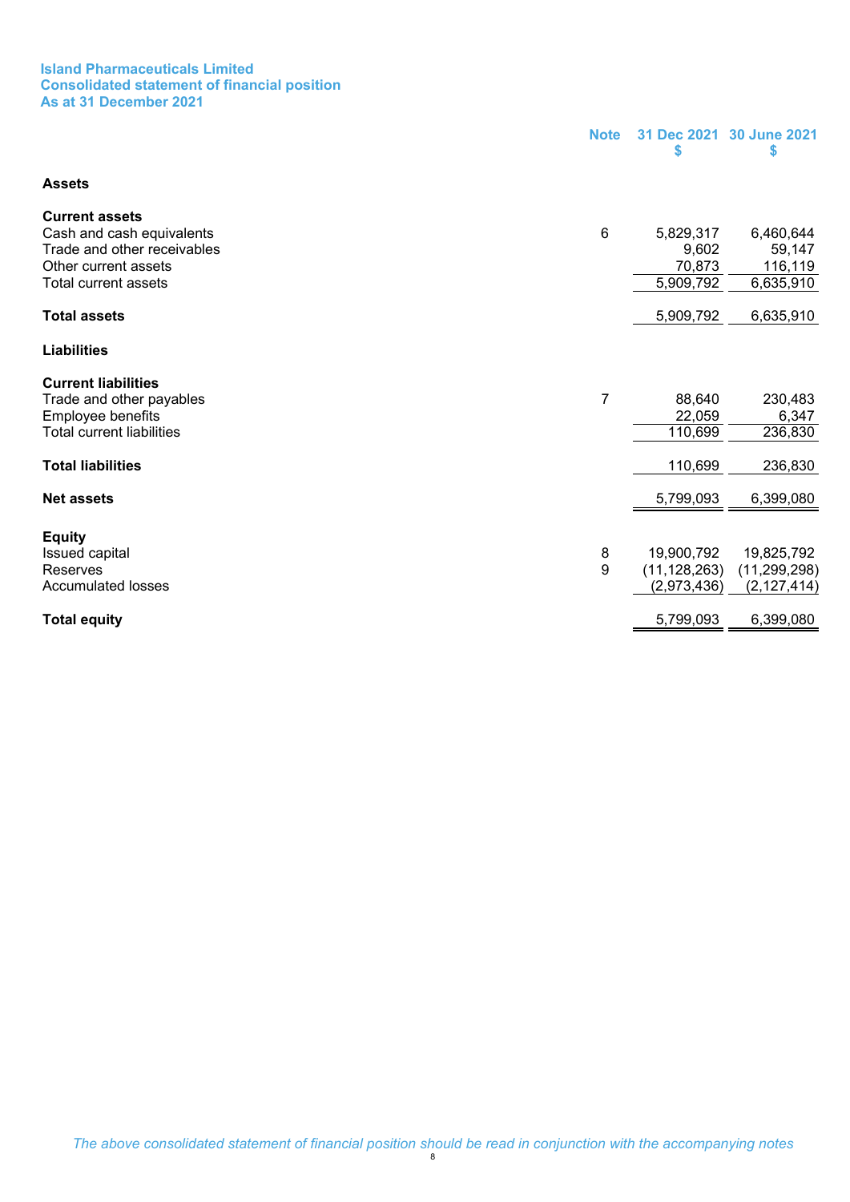# Island Pharmaceuticals Limited
## Consolidated statement of financial position
## As at 31 December 2021

| | Note | 31 Dec 2021 $ | 30 June 2021 $ |
|---|---|---|---|
| **Assets** | | | |
| **Current assets** | | | |
| Cash and cash equivalents | 6 | 5,829,317 | 6,460,644 |
| Trade and other receivables | | 9,602 | 59,147 |
| Other current assets | | 70,873 | 116,119 |
| Total current assets | | 5,909,792 | 6,635,910 |
| **Total assets** | | 5,909,792 | 6,635,910 |
| **Liabilities** | | | |
| **Current liabilities** | | | |
| Trade and other payables | 7 | 88,640 | 230,483 |
| Employee benefits | | 22,059 | 6,347 |
| Total current liabilities | | 110,699 | 236,830 |
| **Total liabilities** | | 110,699 | 236,830 |
| **Net assets** | | 5,799,093 | 6,399,080 |
| **Equity** | | | |
| Issued capital | 8 | 19,900,792 | 19,825,792 |
| Reserves | 9 | (11,128,263) | (11,299,298) |
| Accumulated losses | | (2,973,436) | (2,127,414) |
| **Total equity** | | 5,799,093 | 6,399,080 |

*The above consolidated statement of financial position should be read in conjunction with the accompanying notes*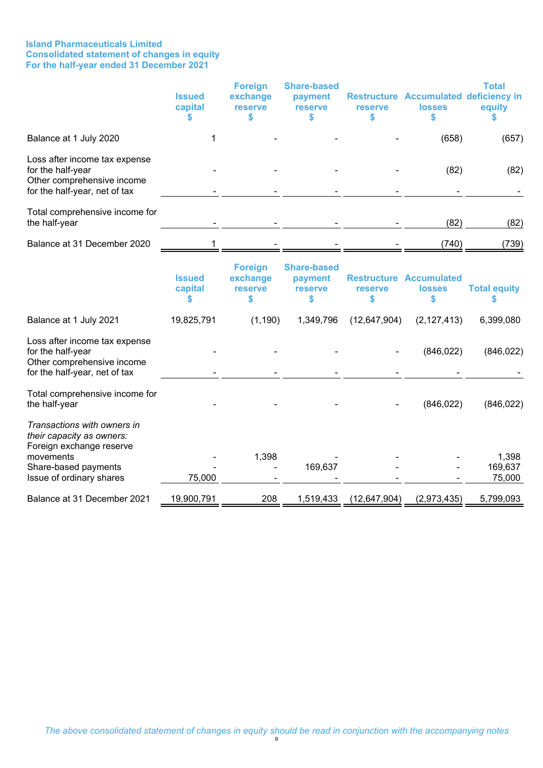**Island Pharmaceuticals Limited**
**Consolidated statement of changes in equity**
**For the half-year ended 31 December 2021**

| | Issued capital $ | Foreign exchange reserve $ | Share-based payment reserve $ | Restructure reserve $ | Accumulated losses $ | Total deficiency in equity $ |
|---|---|---|---|---|---|---|
| Balance at 1 July 2020 | 1 | - | - | - | (658) | (657) |
| Loss after income tax expense for the half-year | - | - | - | - | (82) | (82) |
| Other comprehensive income for the half-year, net of tax | - | - | - | - | - | - |
| Total comprehensive income for the half-year | - | - | - | - | (82) | (82) |
| Balance at 31 December 2020 | 1 | - | - | - | (740) | (739) |

| | Issued capital $ | Foreign exchange reserve $ | Share-based payment reserve $ | Restructure reserve $ | Accumulated losses $ | Total equity $ |
|---|---|---|---|---|---|---|
| Balance at 1 July 2021 | 19,825,791 | (1,190) | 1,349,796 | (12,647,904) | (2,127,413) | 6,399,080 |
| Loss after income tax expense for the half-year | - | - | - | - | (846,022) | (846,022) |
| Other comprehensive income for the half-year, net of tax | - | - | - | - | - | - |
| Total comprehensive income for the half-year | - | - | - | - | (846,022) | (846,022) |
| *Transactions with owners in their capacity as owners:* | | | | | | |
| Foreign exchange reserve movements | - | 1,398 | - | - | - | 1,398 |
| Share-based payments | - | - | 169,637 | - | - | 169,637 |
| Issue of ordinary shares | 75,000 | - | - | - | - | 75,000 |
| Balance at 31 December 2021 | 19,900,791 | 208 | 1,519,433 | (12,647,904) | (2,973,435) | 5,799,093 |

*The above consolidated statement of changes in equity should be read in conjunction with the accompanying notes*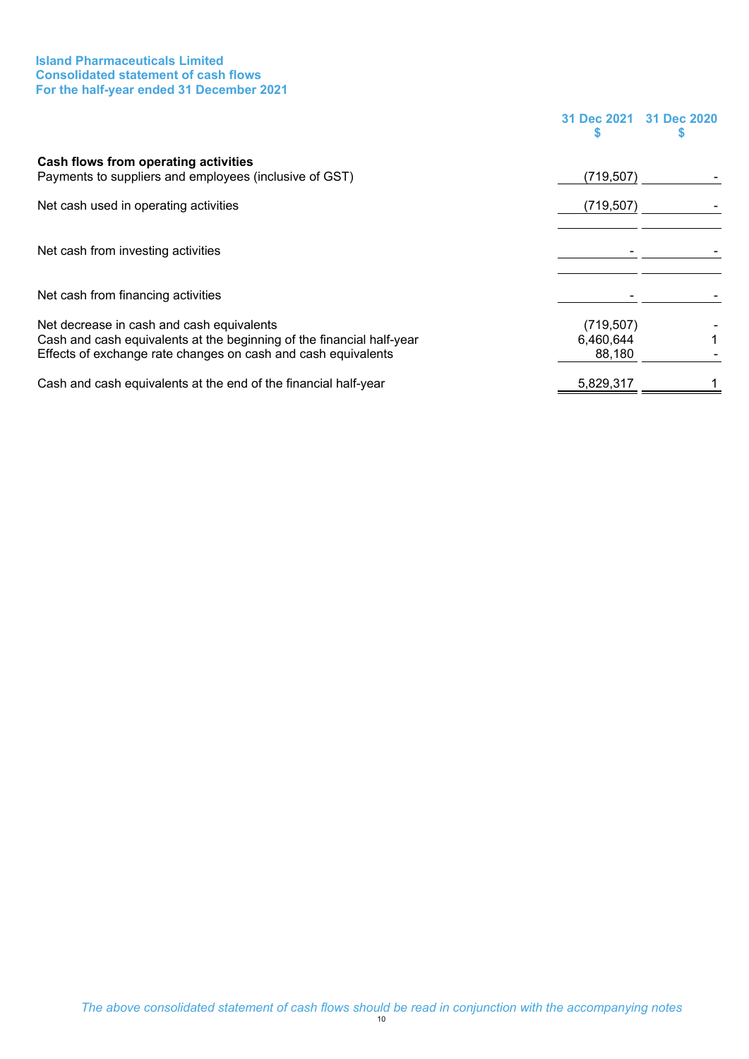**Island Pharmaceuticals Limited**
**Consolidated statement of cash flows**
**For the half-year ended 31 December 2021**

| | 31 Dec 2021 $ | 31 Dec 2020 $ |
|---|---|---|
| **Cash flows from operating activities** | | |
| Payments to suppliers and employees (inclusive of GST) | (719,507) | - |
| Net cash used in operating activities | (719,507) | - |
| | | |
| Net cash from investing activities | - | - |
| | | |
| Net cash from financing activities | - | - |
| | | |
| Net decrease in cash and cash equivalents | (719,507) | - |
| Cash and cash equivalents at the beginning of the financial half-year | 6,460,644 | 1 |
| Effects of exchange rate changes on cash and cash equivalents | 88,180 | - |
| Cash and cash equivalents at the end of the financial half-year | 5,829,317 | 1 |

*The above consolidated statement of cash flows should be read in conjunction with the accompanying notes*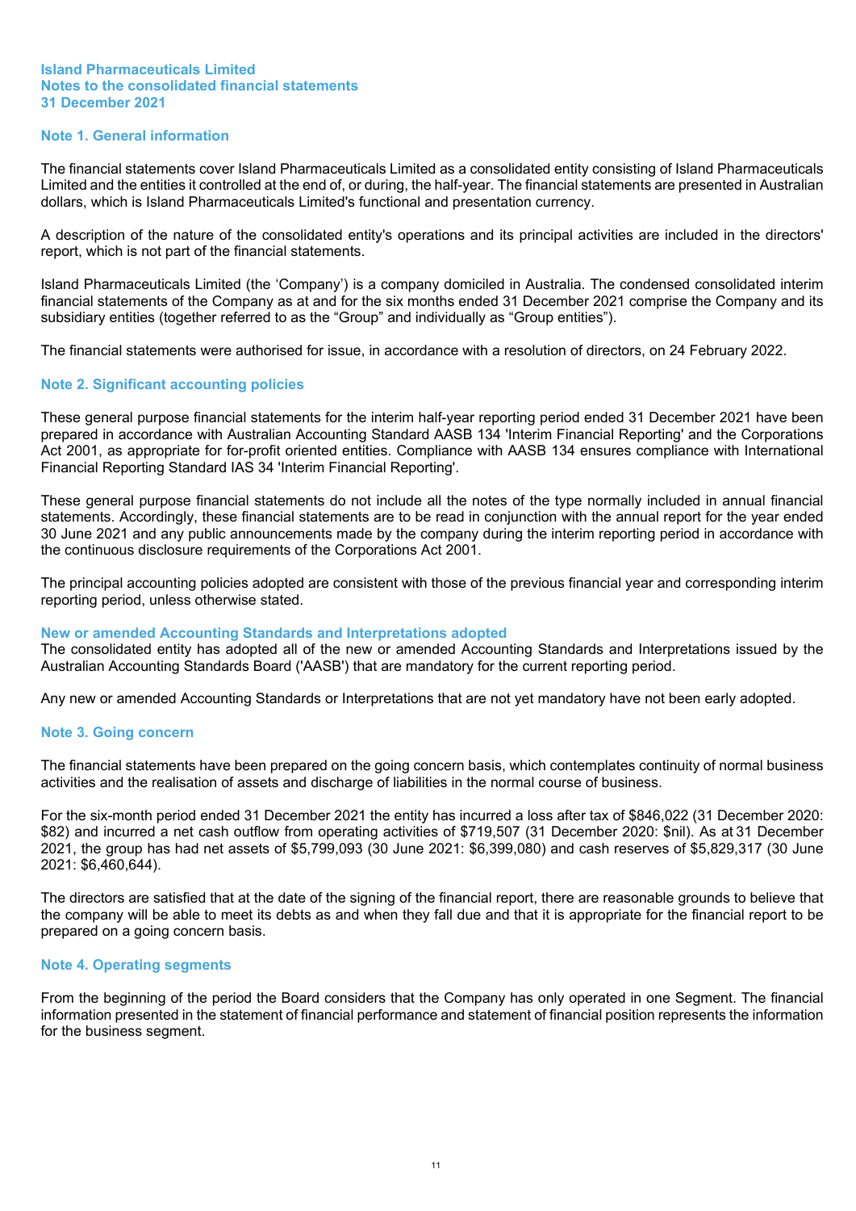**Island Pharmaceuticals Limited**
**Notes to the consolidated financial statements**
**31 December 2021**

## Note 1. General information

The financial statements cover Island Pharmaceuticals Limited as a consolidated entity consisting of Island Pharmaceuticals Limited and the entities it controlled at the end of, or during, the half-year. The financial statements are presented in Australian dollars, which is Island Pharmaceuticals Limited's functional and presentation currency.

A description of the nature of the consolidated entity's operations and its principal activities are included in the directors' report, which is not part of the financial statements.

Island Pharmaceuticals Limited (the 'Company') is a company domiciled in Australia. The condensed consolidated interim financial statements of the Company as at and for the six months ended 31 December 2021 comprise the Company and its subsidiary entities (together referred to as the "Group" and individually as "Group entities").

The financial statements were authorised for issue, in accordance with a resolution of directors, on 24 February 2022.

## Note 2. Significant accounting policies

These general purpose financial statements for the interim half-year reporting period ended 31 December 2021 have been prepared in accordance with Australian Accounting Standard AASB 134 'Interim Financial Reporting' and the Corporations Act 2001, as appropriate for for-profit oriented entities. Compliance with AASB 134 ensures compliance with International Financial Reporting Standard IAS 34 'Interim Financial Reporting'.

These general purpose financial statements do not include all the notes of the type normally included in annual financial statements. Accordingly, these financial statements are to be read in conjunction with the annual report for the year ended 30 June 2021 and any public announcements made by the company during the interim reporting period in accordance with the continuous disclosure requirements of the Corporations Act 2001.

The principal accounting policies adopted are consistent with those of the previous financial year and corresponding interim reporting period, unless otherwise stated.

### New or amended Accounting Standards and Interpretations adopted

The consolidated entity has adopted all of the new or amended Accounting Standards and Interpretations issued by the Australian Accounting Standards Board ('AASB') that are mandatory for the current reporting period.

Any new or amended Accounting Standards or Interpretations that are not yet mandatory have not been early adopted.

## Note 3. Going concern

The financial statements have been prepared on the going concern basis, which contemplates continuity of normal business activities and the realisation of assets and discharge of liabilities in the normal course of business.

For the six-month period ended 31 December 2021 the entity has incurred a loss after tax of $846,022 (31 December 2020: $82) and incurred a net cash outflow from operating activities of $719,507 (31 December 2020: $nil). As at 31 December 2021, the group has had net assets of $5,799,093 (30 June 2021: $6,399,080) and cash reserves of $5,829,317 (30 June 2021: $6,460,644).

The directors are satisfied that at the date of the signing of the financial report, there are reasonable grounds to believe that the company will be able to meet its debts as and when they fall due and that it is appropriate for the financial report to be prepared on a going concern basis.

## Note 4. Operating segments

From the beginning of the period the Board considers that the Company has only operated in one Segment. The financial information presented in the statement of financial performance and statement of financial position represents the information for the business segment.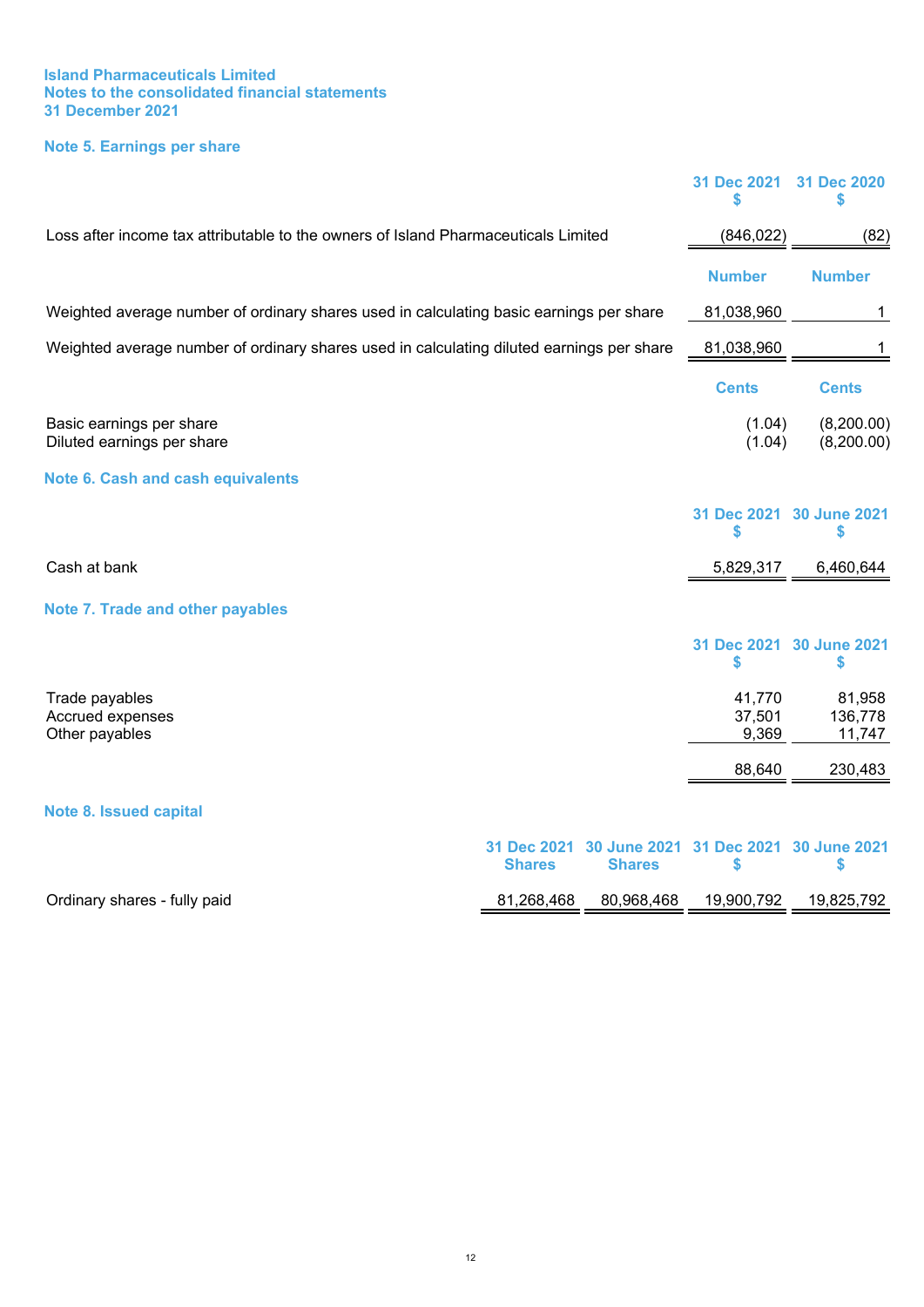**Island Pharmaceuticals Limited**
**Notes to the consolidated financial statements**
**31 December 2021**

## Note 5. Earnings per share

| | 31 Dec 2021 $ | 31 Dec 2020 $ |
|---|---|---|
| Loss after income tax attributable to the owners of Island Pharmaceuticals Limited | (846,022) | (82) |

| | Number | Number |
|---|---|---|
| Weighted average number of ordinary shares used in calculating basic earnings per share | 81,038,960 | 1 |
| Weighted average number of ordinary shares used in calculating diluted earnings per share | 81,038,960 | 1 |

| | Cents | Cents |
|---|---|---|
| Basic earnings per share | (1.04) | (8,200.00) |
| Diluted earnings per share | (1.04) | (8,200.00) |

## Note 6. Cash and cash equivalents

| | 31 Dec 2021 $ | 30 June 2021 $ |
|---|---|---|
| Cash at bank | 5,829,317 | 6,460,644 |

## Note 7. Trade and other payables

| | 31 Dec 2021 $ | 30 June 2021 $ |
|---|---|---|
| Trade payables | 41,770 | 81,958 |
| Accrued expenses | 37,501 | 136,778 |
| Other payables | 9,369 | 11,747 |
| | 88,640 | 230,483 |

## Note 8. Issued capital

| | 31 Dec 2021 Shares | 30 June 2021 Shares | 31 Dec 2021 $ | 30 June 2021 $ |
|---|---|---|---|---|
| Ordinary shares - fully paid | 81,268,468 | 80,968,468 | 19,900,792 | 19,825,792 |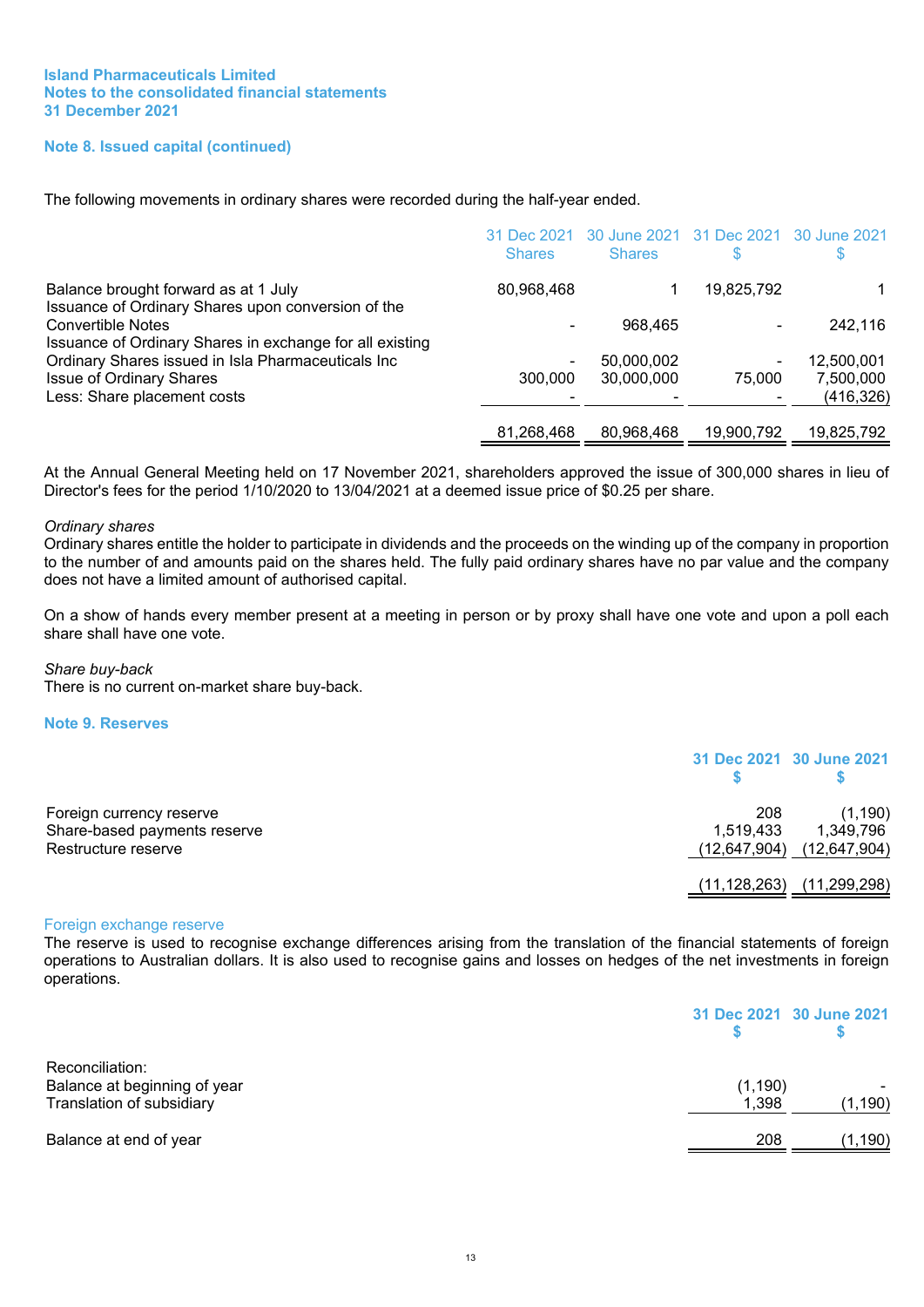**Island Pharmaceuticals Limited**
**Notes to the consolidated financial statements**
**31 December 2021**

### Note 8. Issued capital (continued)

The following movements in ordinary shares were recorded during the half-year ended.

| | 31 Dec 2021 Shares | 30 June 2021 Shares | 31 Dec 2021 $ | 30 June 2021 $ |
|---|---|---|---|---|
| Balance brought forward as at 1 July | 80,968,468 | 1 | 19,825,792 | 1 |
| Issuance of Ordinary Shares upon conversion of the Convertible Notes | - | 968,465 | - | 242,116 |
| Issuance of Ordinary Shares in exchange for all existing Ordinary Shares issued in Isla Pharmaceuticals Inc | - | 50,000,002 | - | 12,500,001 |
| Issue of Ordinary Shares | 300,000 | 30,000,000 | 75,000 | 7,500,000 |
| Less: Share placement costs | - | - | - | (416,326) |
| | 81,268,468 | 80,968,468 | 19,900,792 | 19,825,792 |

At the Annual General Meeting held on 17 November 2021, shareholders approved the issue of 300,000 shares in lieu of Director's fees for the period 1/10/2020 to 13/04/2021 at a deemed issue price of $0.25 per share.

*Ordinary shares*
Ordinary shares entitle the holder to participate in dividends and the proceeds on the winding up of the company in proportion to the number of and amounts paid on the shares held. The fully paid ordinary shares have no par value and the company does not have a limited amount of authorised capital.

On a show of hands every member present at a meeting in person or by proxy shall have one vote and upon a poll each share shall have one vote.

*Share buy-back*
There is no current on-market share buy-back.

### Note 9. Reserves

| | 31 Dec 2021 $ | 30 June 2021 $ |
|---|---|---|
| Foreign currency reserve | 208 | (1,190) |
| Share-based payments reserve | 1,519,433 | 1,349,796 |
| Restructure reserve | (12,647,904) | (12,647,904) |
| | (11,128,263) | (11,299,298) |

#### Foreign exchange reserve

The reserve is used to recognise exchange differences arising from the translation of the financial statements of foreign operations to Australian dollars. It is also used to recognise gains and losses on hedges of the net investments in foreign operations.

| | 31 Dec 2021 $ | 30 June 2021 $ |
|---|---|---|
| Reconciliation: | | |
| Balance at beginning of year | (1,190) | - |
| Translation of subsidiary | 1,398 | (1,190) |
| Balance at end of year | 208 | (1,190) |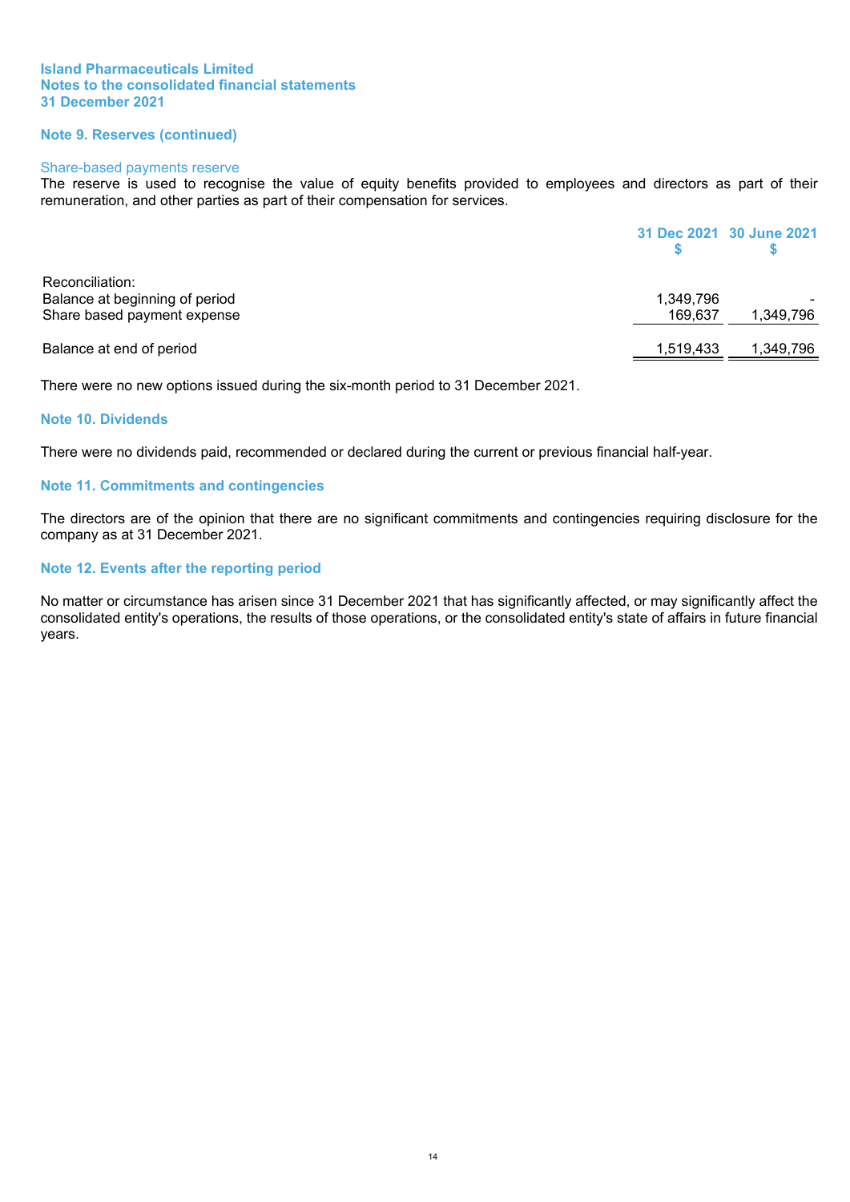**Island Pharmaceuticals Limited**
**Notes to the consolidated financial statements**
**31 December 2021**

## Note 9. Reserves (continued)

### Share-based payments reserve

The reserve is used to recognise the value of equity benefits provided to employees and directors as part of their remuneration, and other parties as part of their compensation for services.

| | 31 Dec 2021<br>$ | 30 June 2021<br>$ |
|---|---|---|
| Reconciliation: | | |
| Balance at beginning of period | 1,349,796 | - |
| Share based payment expense | 169,637 | 1,349,796 |
| Balance at end of period | 1,519,433 | 1,349,796 |

There were no new options issued during the six-month period to 31 December 2021.

## Note 10. Dividends

There were no dividends paid, recommended or declared during the current or previous financial half-year.

## Note 11. Commitments and contingencies

The directors are of the opinion that there are no significant commitments and contingencies requiring disclosure for the company as at 31 December 2021.

## Note 12. Events after the reporting period

No matter or circumstance has arisen since 31 December 2021 that has significantly affected, or may significantly affect the consolidated entity's operations, the results of those operations, or the consolidated entity's state of affairs in future financial years.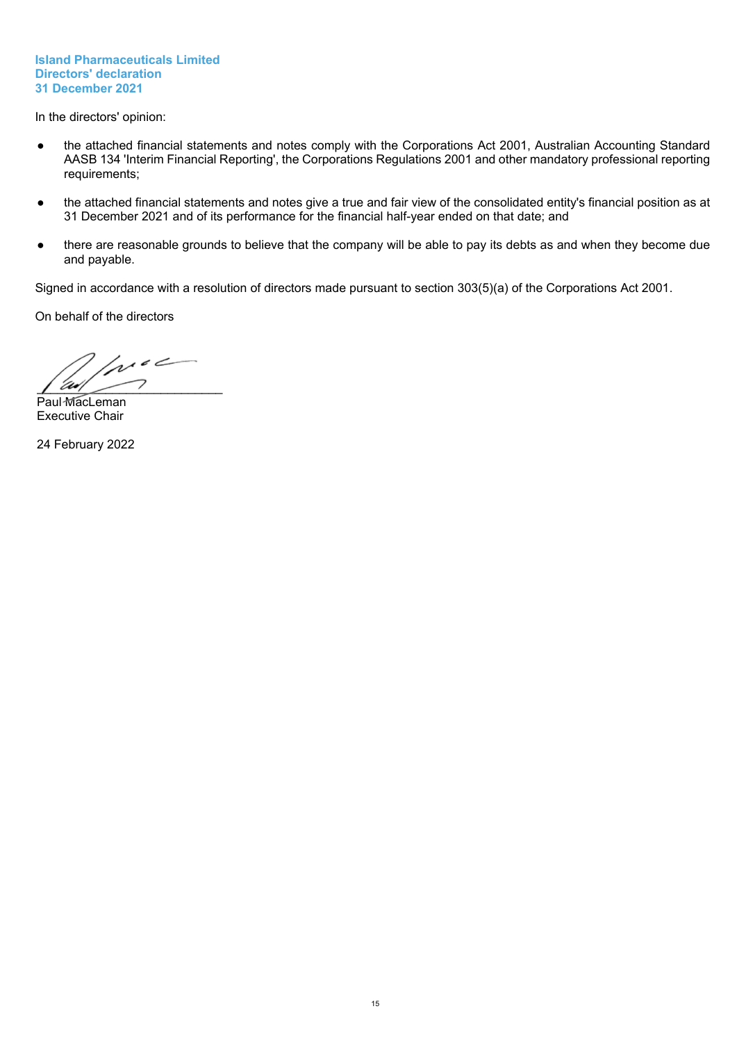**Island Pharmaceuticals Limited**
**Directors' declaration**
**31 December 2021**

In the directors' opinion:

- the attached financial statements and notes comply with the Corporations Act 2001, Australian Accounting Standard AASB 134 'Interim Financial Reporting', the Corporations Regulations 2001 and other mandatory professional reporting requirements;
- the attached financial statements and notes give a true and fair view of the consolidated entity's financial position as at 31 December 2021 and of its performance for the financial half-year ended on that date; and
- there are reasonable grounds to believe that the company will be able to pay its debts as and when they become due and payable.

Signed in accordance with a resolution of directors made pursuant to section 303(5)(a) of the Corporations Act 2001.

On behalf of the directors

___________________________
Paul MacLeman
Executive Chair

24 February 2022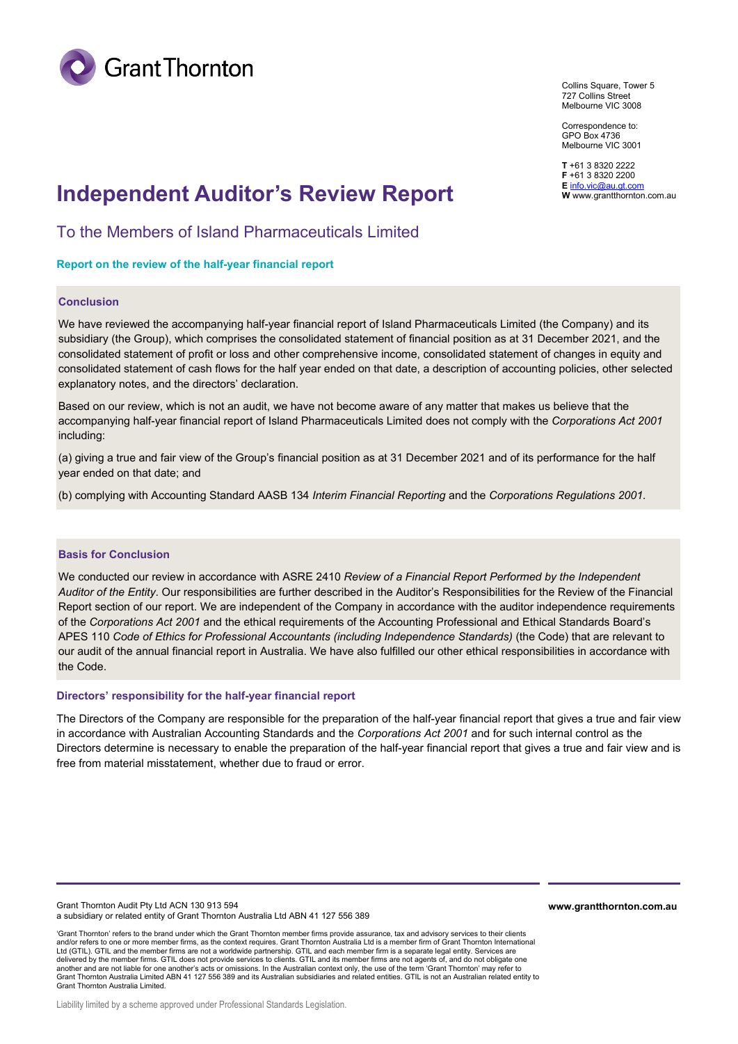Grant Thornton

Collins Square, Tower 5
727 Collins Street
Melbourne VIC 3008

Correspondence to:
GPO Box 4736
Melbourne VIC 3001

**T** +61 3 8320 2222
**F** +61 3 8320 2200
**E** info.vic@au.gt.com
**W** www.grantthornton.com.au

# Independent Auditor's Review Report

## To the Members of Island Pharmaceuticals Limited

### Report on the review of the half-year financial report

#### Conclusion

We have reviewed the accompanying half-year financial report of Island Pharmaceuticals Limited (the Company) and its subsidiary (the Group), which comprises the consolidated statement of financial position as at 31 December 2021, and the consolidated statement of profit or loss and other comprehensive income, consolidated statement of changes in equity and consolidated statement of cash flows for the half year ended on that date, a description of accounting policies, other selected explanatory notes, and the directors' declaration.

Based on our review, which is not an audit, we have not become aware of any matter that makes us believe that the accompanying half-year financial report of Island Pharmaceuticals Limited does not comply with the *Corporations Act 2001* including:

(a) giving a true and fair view of the Group's financial position as at 31 December 2021 and of its performance for the half year ended on that date; and

(b) complying with Accounting Standard AASB 134 *Interim Financial Reporting* and the *Corporations Regulations 2001.*

#### Basis for Conclusion

We conducted our review in accordance with ASRE 2410 *Review of a Financial Report Performed by the Independent Auditor of the Entity*. Our responsibilities are further described in the Auditor's Responsibilities for the Review of the Financial Report section of our report. We are independent of the Company in accordance with the auditor independence requirements of the *Corporations Act 2001* and the ethical requirements of the Accounting Professional and Ethical Standards Board's APES 110 *Code of Ethics for Professional Accountants (including Independence Standards)* (the Code) that are relevant to our audit of the annual financial report in Australia. We have also fulfilled our other ethical responsibilities in accordance with the Code.

#### Directors' responsibility for the half-year financial report

The Directors of the Company are responsible for the preparation of the half-year financial report that gives a true and fair view in accordance with Australian Accounting Standards and the *Corporations Act 2001* and for such internal control as the Directors determine is necessary to enable the preparation of the half-year financial report that gives a true and fair view and is free from material misstatement, whether due to fraud or error.

Grant Thornton Audit Pty Ltd ACN 130 913 594
a subsidiary or related entity of Grant Thornton Australia Ltd ABN 41 127 556 389

**www.grantthornton.com.au**

'Grant Thornton' refers to the brand under which the Grant Thornton member firms provide assurance, tax and advisory services to their clients and/or refers to one or more member firms, as the context requires. Grant Thornton Australia Ltd is a member firm of Grant Thornton International Ltd (GTIL). GTIL and the member firms are not a worldwide partnership. GTIL and each member firm is a separate legal entity. Services are delivered by the member firms. GTIL does not provide services to clients. GTIL and its member firms are not agents of, and do not obligate one another and are not liable for one another's acts or omissions. In the Australian context only, the use of the term 'Grant Thornton' may refer to Grant Thornton Australia Limited ABN 41 127 556 389 and its Australian subsidiaries and related entities. GTIL is not an Australian related entity to Grant Thornton Australia Limited.

Liability limited by a scheme approved under Professional Standards Legislation.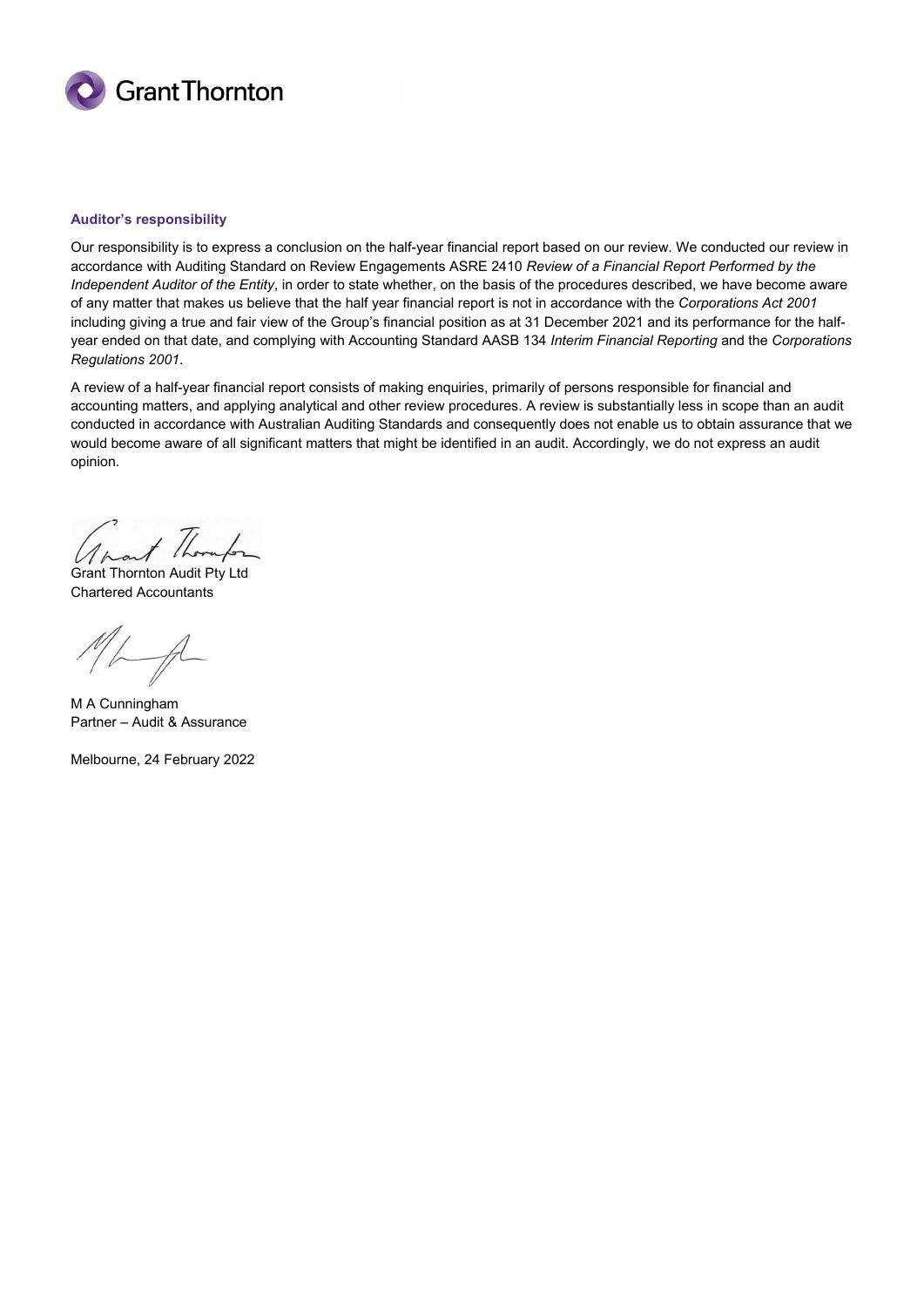### Auditor's responsibility

Our responsibility is to express a conclusion on the half-year financial report based on our review. We conducted our review in accordance with Auditing Standard on Review Engagements ASRE 2410 *Review of a Financial Report Performed by the Independent Auditor of the Entity*, in order to state whether, on the basis of the procedures described, we have become aware of any matter that makes us believe that the half year financial report is not in accordance with the *Corporations Act 2001* including giving a true and fair view of the Group's financial position as at 31 December 2021 and its performance for the half-year ended on that date, and complying with Accounting Standard AASB 134 *Interim Financial Reporting* and the *Corporations Regulations 2001*.

A review of a half-year financial report consists of making enquiries, primarily of persons responsible for financial and accounting matters, and applying analytical and other review procedures. A review is substantially less in scope than an audit conducted in accordance with Australian Auditing Standards and consequently does not enable us to obtain assurance that we would become aware of all significant matters that might be identified in an audit. Accordingly, we do not express an audit opinion.

Grant Thornton Audit Pty Ltd
Chartered Accountants

M A Cunningham
Partner – Audit & Assurance

Melbourne, 24 February 2022